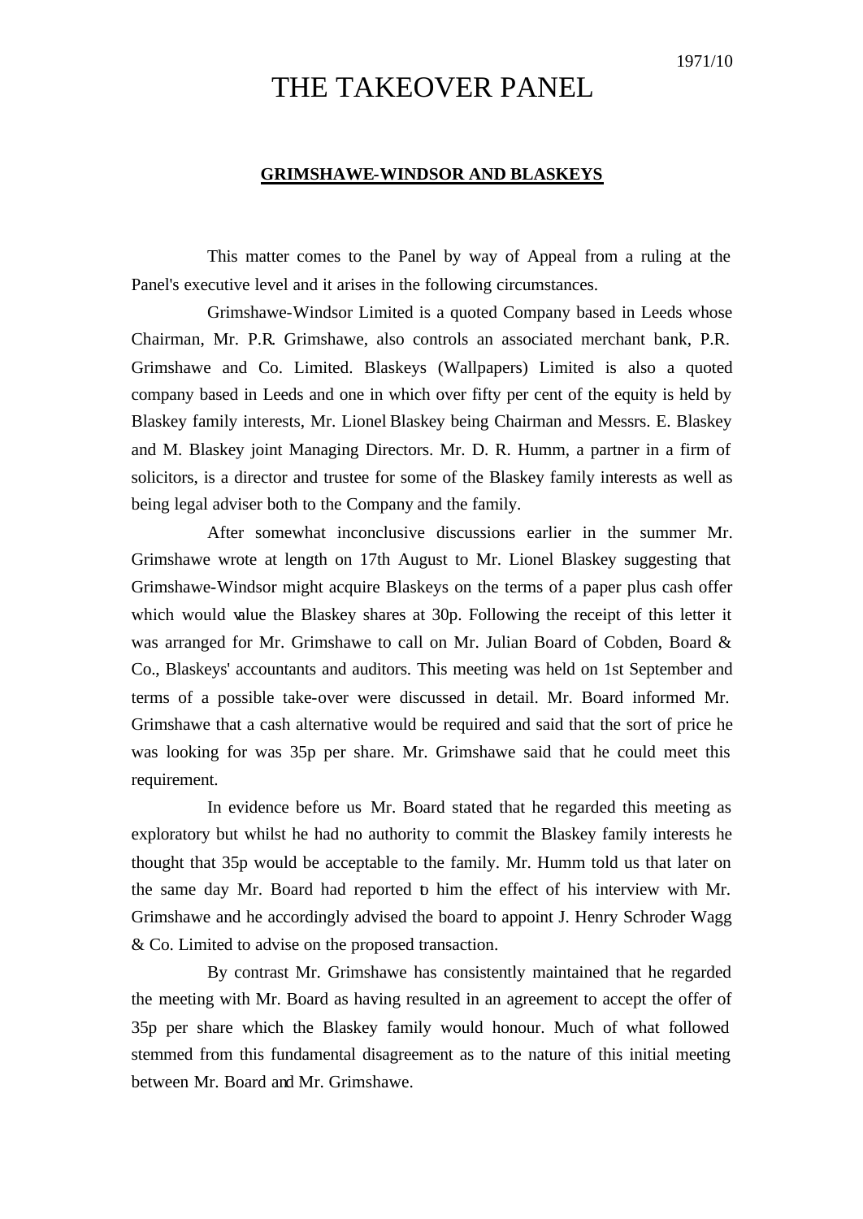1971/10

# THE TAKEOVER PANEL

## GRIMSHAWE-WINDSOR AND BLASKEYS

This matter comes to the Panel by way of Appeal from a ruling at the Panel's executive level and it arises in the following circumstances.

Grimshawe-Windsor Limited is a quoted Company based in Leeds whose Chairman, Mr. P.R. Grimshawe, also controls an associated merchant bank, P.R. Grimshawe and Co. Limited. Blaskeys (Wallpapers) Limited is also a quoted company based in Leeds and one in which over fifty per cent of the equity is held by Blaskey family interests, Mr. Lionel Blaskey being Chairman and Messrs. E. Blaskey and M. Blaskey joint Managing Directors. Mr. D. R. Humm, a partner in a firm of solicitors, is a director and trustee for some of the Blaskey family interests as well as being legal adviser both to the Company and the family.

After somewhat inconclusive discussions earlier in the summer Mr. Grimshawe wrote at length on 17th August to Mr. Lionel Blaskey suggesting that Grimshawe-Windsor might acquire Blaskeys on the terms of a paper plus cash offer which would value the Blaskey shares at 30p. Following the receipt of this letter it was arranged for Mr. Grimshawe to call on Mr. Julian Board of Cobden, Board & Co., Blaskeys' accountants and auditors. This meeting was held on 1st September and terms of a possible take-over were discussed in detail. Mr. Board informed Mr. Grimshawe that a cash alternative would be required and said that the sort of price he was looking for was 35p per share. Mr. Grimshawe said that he could meet this requirement.

In evidence before us Mr. Board stated that he regarded this meeting as exploratory but whilst he had no authority to commit the Blaskey family interests he thought that 35p would be acceptable to the family. Mr. Humm told us that later on the same day Mr. Board had reported to him the effect of his interview with Mr. Grimshawe and he accordingly advised the board to appoint J. Henry Schroder Wagg & Co. Limited to advise on the proposed transaction.

By contrast Mr. Grimshawe has consistently maintained that he regarded the meeting with Mr. Board as having resulted in an agreement to accept the offer of 35p per share which the Blaskey family would honour. Much of what followed stemmed from this fundamental disagreement as to the nature of this initial meeting between Mr. Board and Mr. Grimshawe.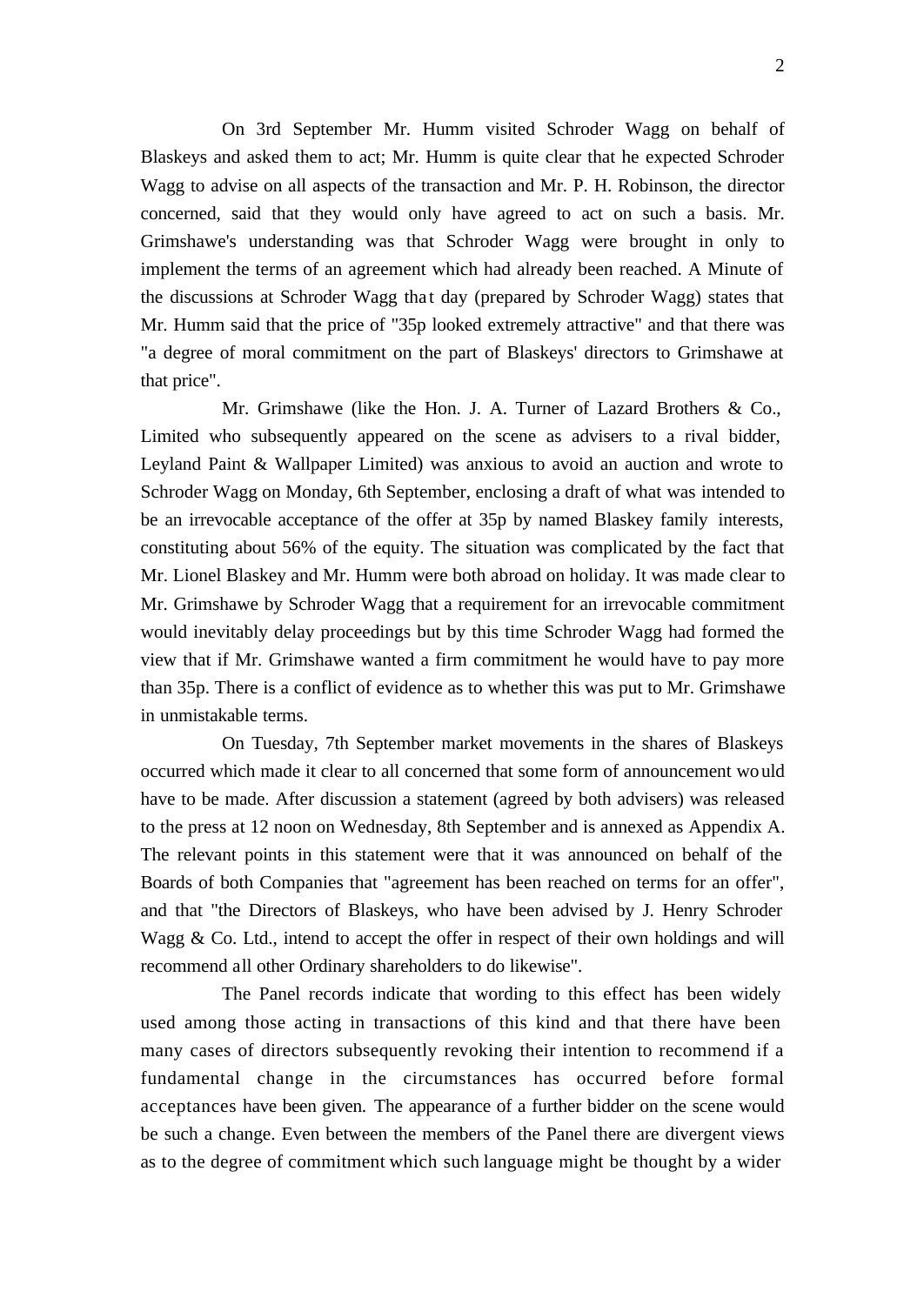On 3rd September Mr. Humm visited Schroder Wagg on behalf of Blaskeys and asked them to act; Mr. Humm is quite clear that he expected Schroder Wagg to advise on all aspects of the transaction and Mr. P. H. Robinson, the director concerned, said that they would only have agreed to act on such a basis. Mr. Grimshawe's understanding was that Schroder Wagg were brought in only to implement the terms of an agreement which had already been reached. A Minute of the discussions at Schroder Wagg that day (prepared by Schroder Wagg) states that Mr. Humm said that the price of "35p looked extremely attractive" and that there was "a degree of moral commitment on the part of Blaskeys' directors to Grimshawe at that price".

Mr. Grimshawe (like the Hon. J. A. Turner of Lazard Brothers & Co., Limited who subsequently appeared on the scene as advisers to a rival bidder, Leyland Paint & Wallpaper Limited) was anxious to avoid an auction and wrote to Schroder Wagg on Monday, 6th September, enclosing a draft of what was intended to be an irrevocable acceptance of the offer at 35p by named Blaskey family interests, constituting about 56% of the equity. The situation was complicated by the fact that Mr. Lionel Blaskey and Mr. Humm were both abroad on holiday. It was made clear to Mr. Grimshawe by Schroder Wagg that a requirement for an irrevocable commitment would inevitably delay proceedings but by this time Schroder Wagg had formed the view that if Mr. Grimshawe wanted a firm commitment he would have to pay more than 35p. There is a conflict of evidence as to whether this was put to Mr. Grimshawe in unmistakable terms.

On Tuesday, 7th September market movements in the shares of Blaskeys occurred which made it clear to all concerned that some form of announcement would have to be made. After discussion a statement (agreed by both advisers) was released to the press at 12 noon on Wednesday, 8th September and is annexed as Appendix A. The relevant points in this statement were that it was announced on behalf of the Boards of both Companies that "agreement has been reached on terms for an offer", and that "the Directors of Blaskeys, who have been advised by J. Henry Schroder Wagg & Co. Ltd., intend to accept the offer in respect of their own holdings and will recommend all other Ordinary shareholders to do likewise".

The Panel records indicate that wording to this effect has been widely used among those acting in transactions of this kind and that there have been many cases of directors subsequently revoking their intention to recommend if a fundamental change in the circumstances has occurred before formal acceptances have been given. The appearance of a further bidder on the scene would be such a change. Even between the members of the Panel there are divergent views as to the degree of commitment which such language might be thought by a wider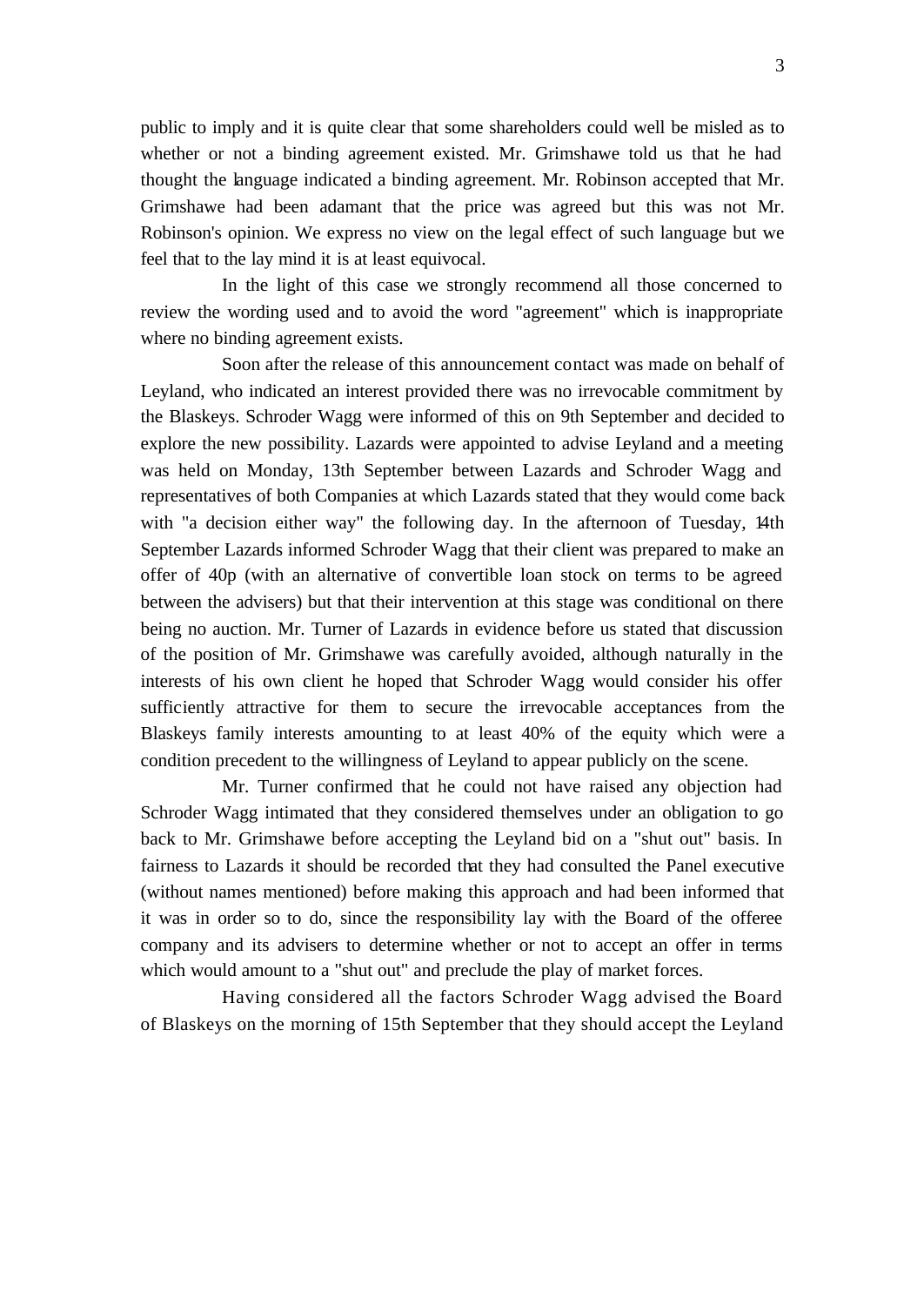public to imply and it is quite clear that some shareholders could well be misled as to whether or not a binding agreement existed. Mr. Grimshawe told us that he had thought the language indicated a binding agreement. Mr. Robinson accepted that Mr. Grimshawe had been adamant that the price was agreed but this was not Mr. Robinson's opinion. We express no view on the legal effect of such language but we feel that to the lay mind it is at least equivocal.

In the light of this case we strongly recommend all those concerned to review the wording used and to avoid the word "agreement" which is inappropriate where no binding agreement exists.

Soon after the release of this announcement contact was made on behalf of Leyland, who indicated an interest provided there was no irrevocable commitment by the Blaskeys. Schroder Wagg were informed of this on 9th September and decided to explore the new possibility. Lazards were appointed to advise Leyland and a meeting was held on Monday, 13th September between Lazards and Schroder Wagg and representatives of both Companies at which Lazards stated that they would come back with "a decision either way" the following day. In the afternoon of Tuesday, 14th September Lazards informed Schroder Wagg that their client was prepared to make an offer of 40p (with an alternative of convertible loan stock on terms to be agreed between the advisers) but that their intervention at this stage was conditional on there being no auction. Mr. Turner of Lazards in evidence before us stated that discussion of the position of Mr. Grimshawe was carefully avoided, although naturally in the interests of his own client he hoped that Schroder Wagg would consider his offer sufficiently attractive for them to secure the irrevocable acceptances from the Blaskeys family interests amounting to at least 40% of the equity which were a condition precedent to the willingness of Leyland to appear publicly on the scene.

Mr. Turner confirmed that he could not have raised any objection had Schroder Wagg intimated that they considered themselves under an obligation to go back to Mr. Grimshawe before accepting the Leyland bid on a "shut out" basis. In fairness to Lazards it should be recorded that they had consulted the Panel executive (without names mentioned) before making this approach and had been informed that it was in order so to do, since the responsibility lay with the Board of the offeree company and its advisers to determine whether or not to accept an offer in terms which would amount to a "shut out" and preclude the play of market forces.

Having considered all the factors Schroder Wagg advised the Board of Blaskeys on the morning of 15th September that they should accept the Leyland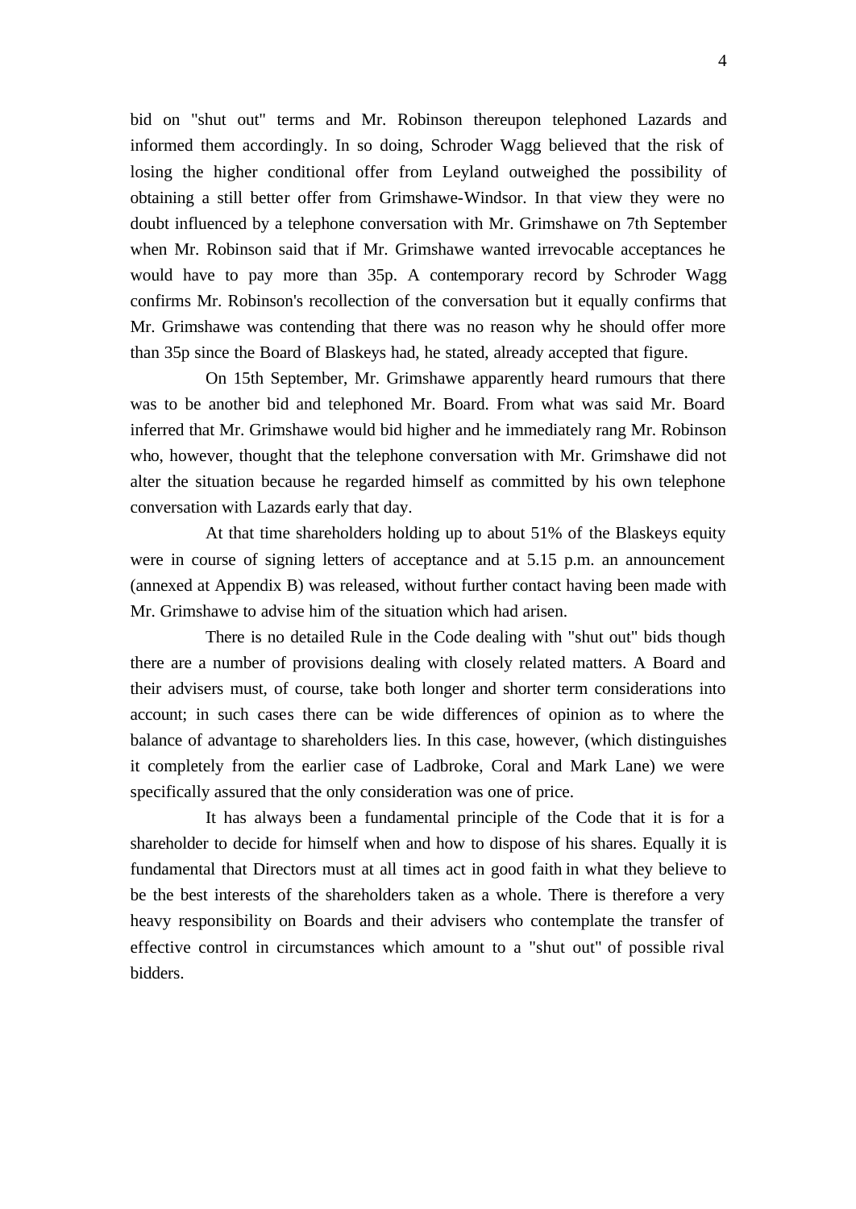bid on "shut out" terms and Mr. Robinson thereupon telephoned Lazards and informed them accordingly. In so doing, Schroder Wagg believed that the risk of losing the higher conditional offer from Leyland outweighed the possibility of obtaining a still better offer from Grimshawe-Windsor. In that view they were no doubt influenced by a telephone conversation with Mr. Grimshawe on 7th September when Mr. Robinson said that if Mr. Grimshawe wanted irrevocable acceptances he would have to pay more than 35p. A contemporary record by Schroder Wagg confirms Mr. Robinson's recollection of the conversation but it equally confirms that Mr. Grimshawe was contending that there was no reason why he should offer more than 35p since the Board of Blaskeys had, he stated, already accepted that figure.

On 15th September, Mr. Grimshawe apparently heard rumours that there was to be another bid and telephoned Mr. Board. From what was said Mr. Board inferred that Mr. Grimshawe would bid higher and he immediately rang Mr. Robinson who, however, thought that the telephone conversation with Mr. Grimshawe did not alter the situation because he regarded himself as committed by his own telephone conversation with Lazards early that day.

At that time shareholders holding up to about 51% of the Blaskeys equity were in course of signing letters of acceptance and at 5.15 p.m. an announcement (annexed at Appendix B) was released, without further contact having been made with Mr. Grimshawe to advise him of the situation which had arisen.

There is no detailed Rule in the Code dealing with "shut out" bids though there are a number of provisions dealing with closely related matters. A Board and their advisers must, of course, take both longer and shorter term considerations into account; in such cases there can be wide differences of opinion as to where the balance of advantage to shareholders lies. In this case, however, (which distinguishes it completely from the earlier case of Ladbroke, Coral and Mark Lane) we were specifically assured that the only consideration was one of price.

It has always been a fundamental principle of the Code that it is for a shareholder to decide for himself when and how to dispose of his shares. Equally it is fundamental that Directors must at all times act in good faith in what they believe to be the best interests of the shareholders taken as a whole. There is therefore a very heavy responsibility on Boards and their advisers who contemplate the transfer of effective control in circumstances which amount to a "shut out" of possible rival bidders.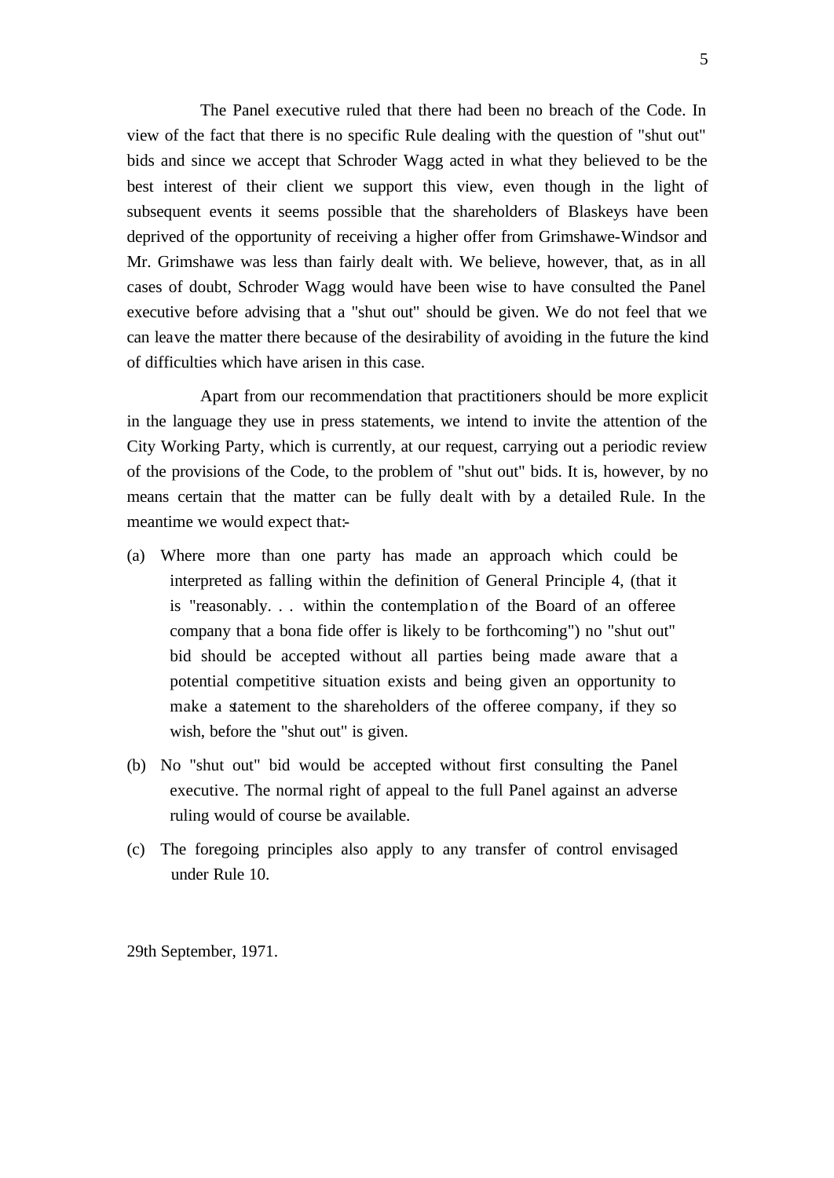The Panel executive ruled that there had been no breach of the Code. In view of the fact that there is no specific Rule dealing with the question of "shut out" bids and since we accept that Schroder Wagg acted in what they believed to be the best interest of their client we support this view, even though in the light of subsequent events it seems possible that the shareholders of Blaskeys have been deprived of the opportunity of receiving a higher offer from Grimshawe-Windsor and Mr. Grimshawe was less than fairly dealt with. We believe, however, that, as in all cases of doubt, Schroder Wagg would have been wise to have consulted the Panel executive before advising that a "shut out" should be given. We do not feel that we can leave the matter there because of the desirability of avoiding in the future the kind of difficulties which have arisen in this case.

Apart from our recommendation that practitioners should be more explicit in the language they use in press statements, we intend to invite the attention of the City Working Party, which is currently, at our request, carrying out a periodic review of the provisions of the Code, to the problem of "shut out" bids. It is, however, by no means certain that the matter can be fully dealt with by a detailed Rule. In the meantime we would expect that:-

(a) Where more than one party has made an approach which could be interpreted as falling within the definition of General Principle 4, (that it is "reasonably. . . within the contemplation of the Board of an offeree company that a bona fide offer is likely to be forthcoming") no "shut out" bid should be accepted without all parties being made aware that a potential competitive situation exists and being given an opportunity to make a statement to the shareholders of the offeree company, if they so wish, before the "shut out" is given.

(b) No "shut out" bid would be accepted without first consulting the Panel executive. The normal right of appeal to the full Panel against an adverse ruling would of course be available.

(c) The foregoing principles also apply to any transfer of control envisaged under Rule 10.

29th September, 1971.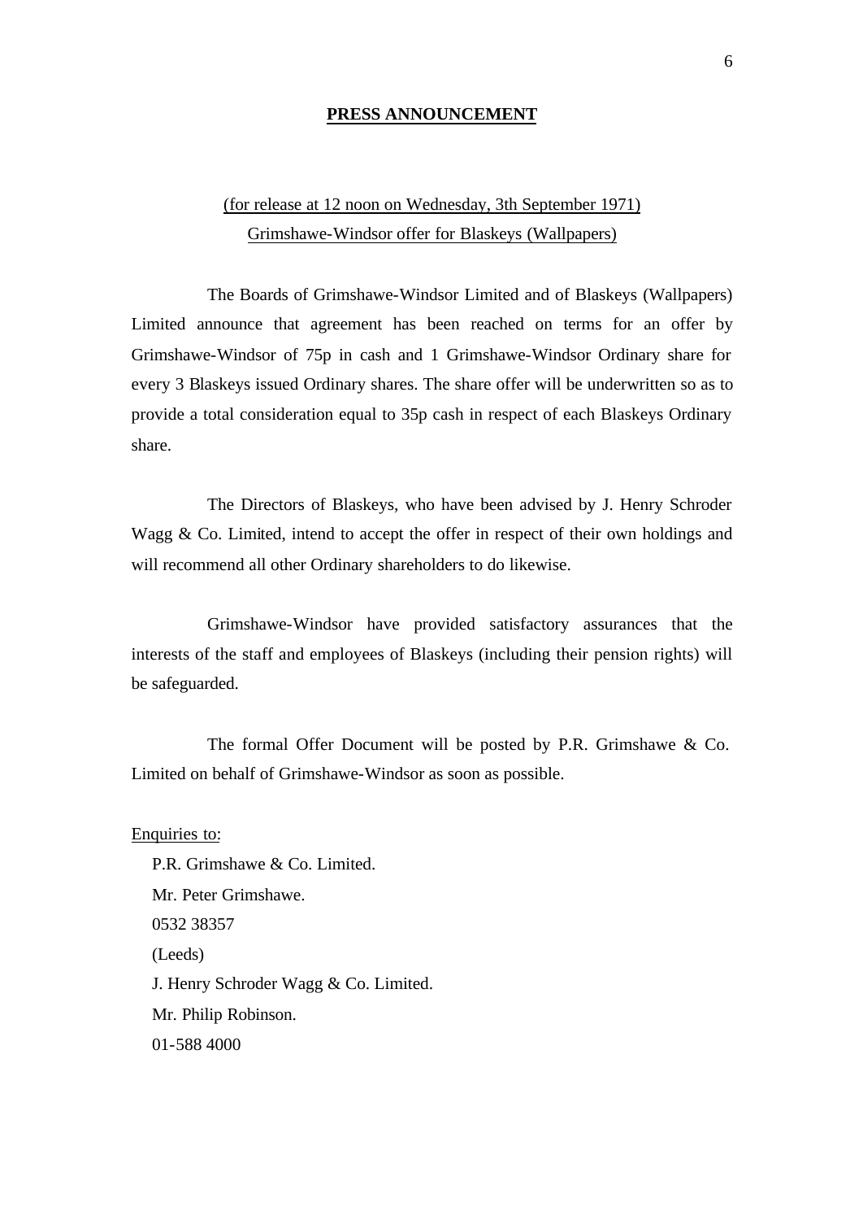**PRESS ANNOUNCEMENT**

(for release at 12 noon on Wednesday, 3th September 1971)
Grimshawe-Windsor offer for Blaskeys (Wallpapers)

The Boards of Grimshawe-Windsor Limited and of Blaskeys (Wallpapers) Limited announce that agreement has been reached on terms for an offer by Grimshawe-Windsor of 75p in cash and 1 Grimshawe-Windsor Ordinary share for every 3 Blaskeys issued Ordinary shares. The share offer will be underwritten so as to provide a total consideration equal to 35p cash in respect of each Blaskeys Ordinary share.

The Directors of Blaskeys, who have been advised by J. Henry Schroder Wagg & Co. Limited, intend to accept the offer in respect of their own holdings and will recommend all other Ordinary shareholders to do likewise.

Grimshawe-Windsor have provided satisfactory assurances that the interests of the staff and employees of Blaskeys (including their pension rights) will be safeguarded.

The formal Offer Document will be posted by P.R. Grimshawe & Co. Limited on behalf of Grimshawe-Windsor as soon as possible.

Enquiries to:

P.R. Grimshawe & Co. Limited.
Mr. Peter Grimshawe.
0532 38357
(Leeds)
J. Henry Schroder Wagg & Co. Limited.
Mr. Philip Robinson.
01-588 4000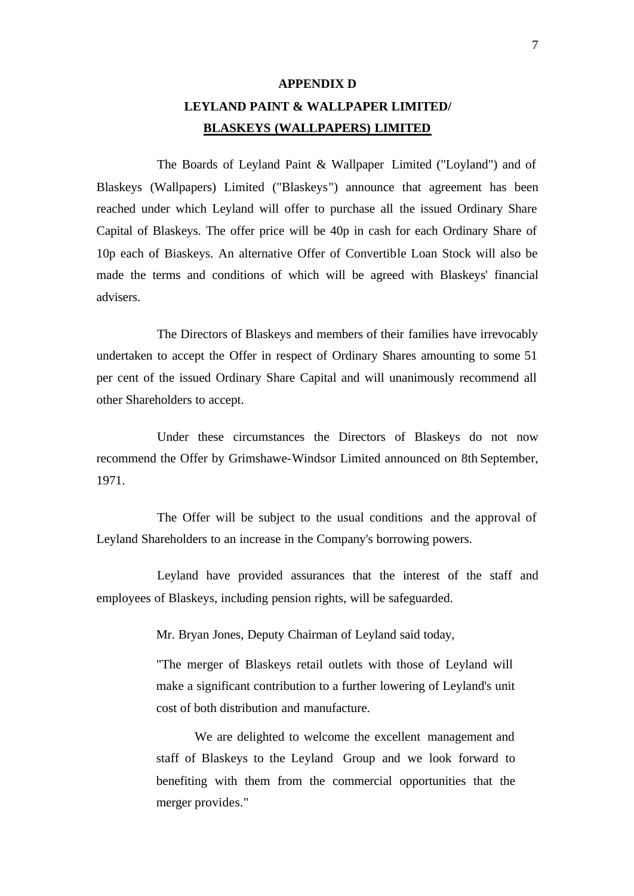# APPENDIX D

## LEYLAND PAINT & WALLPAPER LIMITED/ BLASKEYS (WALLPAPERS) LIMITED

The Boards of Leyland Paint & Wallpaper Limited ("Loyland") and of Blaskeys (Wallpapers) Limited ("Blaskeys") announce that agreement has been reached under which Leyland will offer to purchase all the issued Ordinary Share Capital of Blaskeys. The offer price will be 40p in cash for each Ordinary Share of 10p each of Biaskeys. An alternative Offer of Convertible Loan Stock will also be made the terms and conditions of which will be agreed with Blaskeys' financial advisers.

The Directors of Blaskeys and members of their families have irrevocably undertaken to accept the Offer in respect of Ordinary Shares amounting to some 51 per cent of the issued Ordinary Share Capital and will unanimously recommend all other Shareholders to accept.

Under these circumstances the Directors of Blaskeys do not now recommend the Offer by Grimshawe-Windsor Limited announced on 8th September, 1971.

The Offer will be subject to the usual conditions and the approval of Leyland Shareholders to an increase in the Company's borrowing powers.

Leyland have provided assurances that the interest of the staff and employees of Blaskeys, including pension rights, will be safeguarded.

Mr. Bryan Jones, Deputy Chairman of Leyland said today,

> "The merger of Blaskeys retail outlets with those of Leyland will make a significant contribution to a further lowering of Leyland's unit cost of both distribution and manufacture.
>
> We are delighted to welcome the excellent management and staff of Blaskeys to the Leyland Group and we look forward to benefiting with them from the commercial opportunities that the merger provides."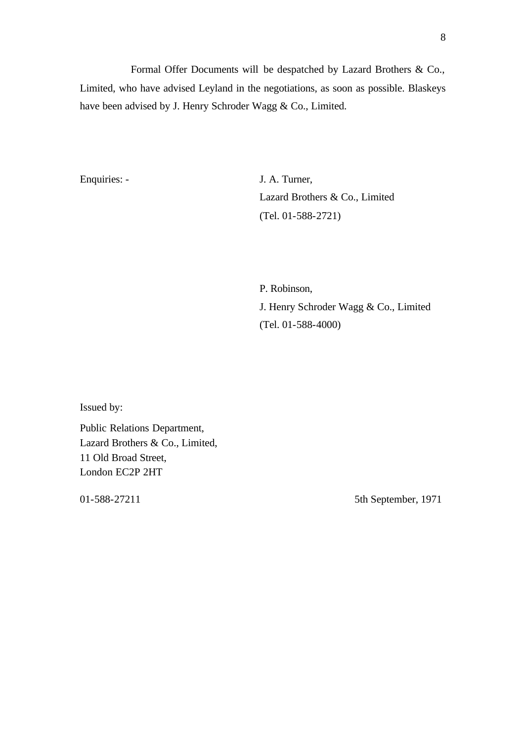Formal Offer Documents will be despatched by Lazard Brothers & Co., Limited, who have advised Leyland in the negotiations, as soon as possible. Blaskeys have been advised by J. Henry Schroder Wagg & Co., Limited.

Enquiries: -

J. A. Turner,
Lazard Brothers & Co., Limited
(Tel. 01-588-2721)

P. Robinson,
J. Henry Schroder Wagg & Co., Limited
(Tel. 01-588-4000)

Issued by:

Public Relations Department,
Lazard Brothers & Co., Limited,
11 Old Broad Street,
London EC2P 2HT

01-588-27211

5th September, 1971